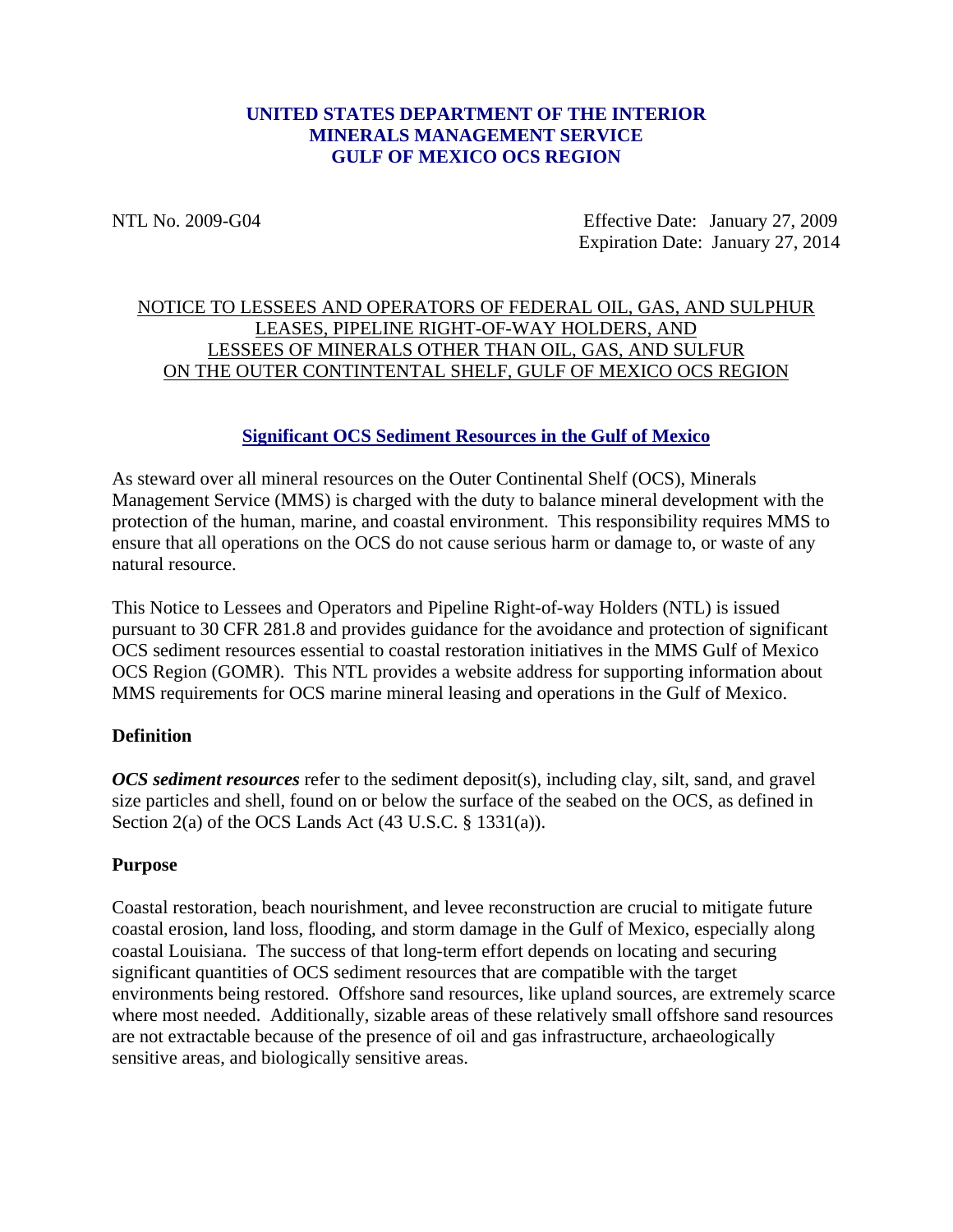**UNITED STATES DEPARTMENT OF THE INTERIOR**
**MINERALS MANAGEMENT SERVICE**
**GULF OF MEXICO OCS REGION**

NTL No. 2009-G04

Effective Date: January 27, 2009
Expiration Date: January 27, 2014

NOTICE TO LESSEES AND OPERATORS OF FEDERAL OIL, GAS, AND SULPHUR LEASES, PIPELINE RIGHT-OF-WAY HOLDERS, AND LESSEES OF MINERALS OTHER THAN OIL, GAS, AND SULFUR ON THE OUTER CONTINTENTAL SHELF, GULF OF MEXICO OCS REGION

## Significant OCS Sediment Resources in the Gulf of Mexico

As steward over all mineral resources on the Outer Continental Shelf (OCS), Minerals Management Service (MMS) is charged with the duty to balance mineral development with the protection of the human, marine, and coastal environment. This responsibility requires MMS to ensure that all operations on the OCS do not cause serious harm or damage to, or waste of any natural resource.

This Notice to Lessees and Operators and Pipeline Right-of-way Holders (NTL) is issued pursuant to 30 CFR 281.8 and provides guidance for the avoidance and protection of significant OCS sediment resources essential to coastal restoration initiatives in the MMS Gulf of Mexico OCS Region (GOMR). This NTL provides a website address for supporting information about MMS requirements for OCS marine mineral leasing and operations in the Gulf of Mexico.

### Definition

***OCS sediment resources*** refer to the sediment deposit(s), including clay, silt, sand, and gravel size particles and shell, found on or below the surface of the seabed on the OCS, as defined in Section 2(a) of the OCS Lands Act (43 U.S.C. § 1331(a)).

### Purpose

Coastal restoration, beach nourishment, and levee reconstruction are crucial to mitigate future coastal erosion, land loss, flooding, and storm damage in the Gulf of Mexico, especially along coastal Louisiana. The success of that long-term effort depends on locating and securing significant quantities of OCS sediment resources that are compatible with the target environments being restored. Offshore sand resources, like upland sources, are extremely scarce where most needed. Additionally, sizable areas of these relatively small offshore sand resources are not extractable because of the presence of oil and gas infrastructure, archaeologically sensitive areas, and biologically sensitive areas.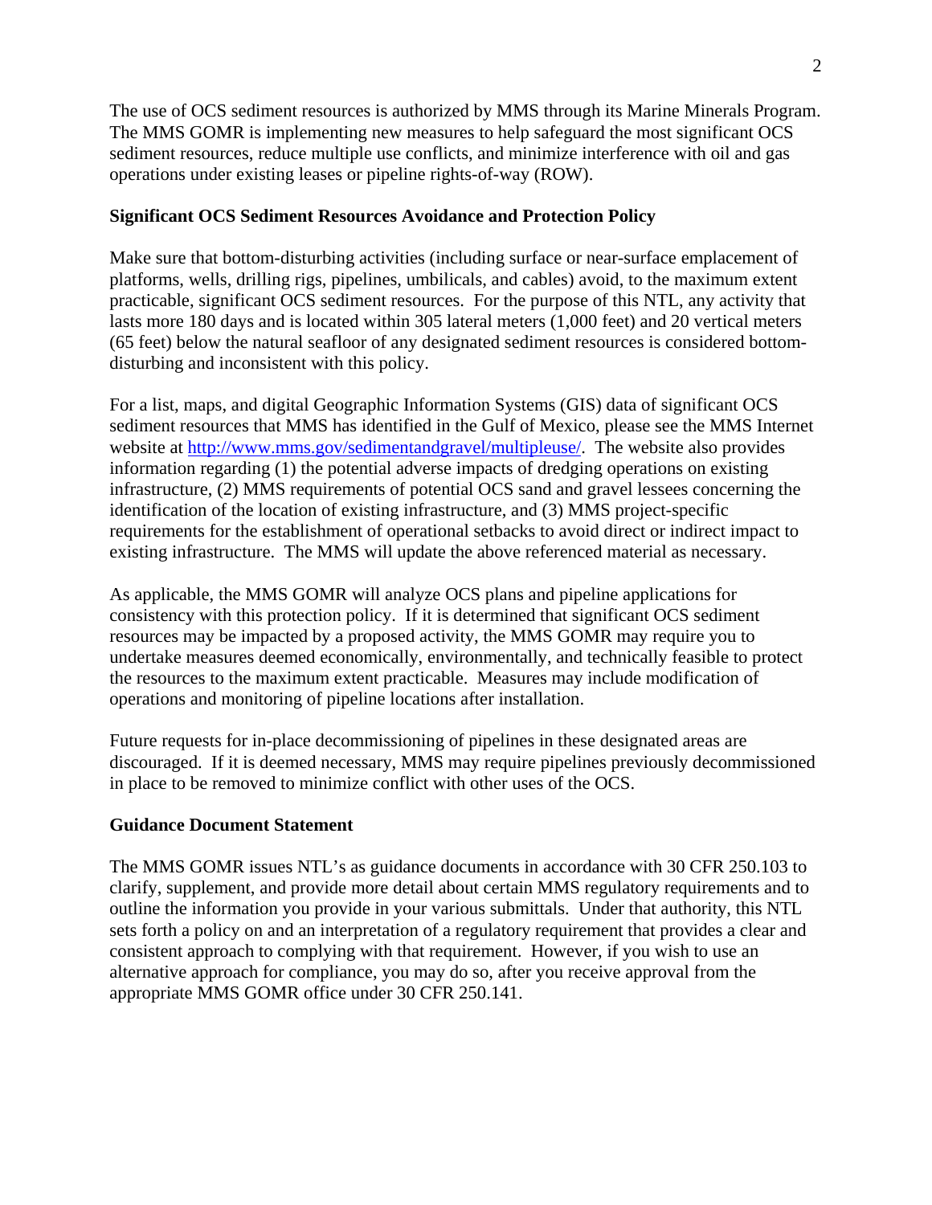The use of OCS sediment resources is authorized by MMS through its Marine Minerals Program. The MMS GOMR is implementing new measures to help safeguard the most significant OCS sediment resources, reduce multiple use conflicts, and minimize interference with oil and gas operations under existing leases or pipeline rights-of-way (ROW).

**Significant OCS Sediment Resources Avoidance and Protection Policy**

Make sure that bottom-disturbing activities (including surface or near-surface emplacement of platforms, wells, drilling rigs, pipelines, umbilicals, and cables) avoid, to the maximum extent practicable, significant OCS sediment resources. For the purpose of this NTL, any activity that lasts more 180 days and is located within 305 lateral meters (1,000 feet) and 20 vertical meters (65 feet) below the natural seafloor of any designated sediment resources is considered bottom-disturbing and inconsistent with this policy.

For a list, maps, and digital Geographic Information Systems (GIS) data of significant OCS sediment resources that MMS has identified in the Gulf of Mexico, please see the MMS Internet website at [http://www.mms.gov/sedimentandgravel/multipleuse/](http://www.mms.gov/sedimentandgravel/multipleuse/). The website also provides information regarding (1) the potential adverse impacts of dredging operations on existing infrastructure, (2) MMS requirements of potential OCS sand and gravel lessees concerning the identification of the location of existing infrastructure, and (3) MMS project-specific requirements for the establishment of operational setbacks to avoid direct or indirect impact to existing infrastructure. The MMS will update the above referenced material as necessary.

As applicable, the MMS GOMR will analyze OCS plans and pipeline applications for consistency with this protection policy. If it is determined that significant OCS sediment resources may be impacted by a proposed activity, the MMS GOMR may require you to undertake measures deemed economically, environmentally, and technically feasible to protect the resources to the maximum extent practicable. Measures may include modification of operations and monitoring of pipeline locations after installation.

Future requests for in-place decommissioning of pipelines in these designated areas are discouraged. If it is deemed necessary, MMS may require pipelines previously decommissioned in place to be removed to minimize conflict with other uses of the OCS.

**Guidance Document Statement**

The MMS GOMR issues NTL's as guidance documents in accordance with 30 CFR 250.103 to clarify, supplement, and provide more detail about certain MMS regulatory requirements and to outline the information you provide in your various submittals. Under that authority, this NTL sets forth a policy on and an interpretation of a regulatory requirement that provides a clear and consistent approach to complying with that requirement. However, if you wish to use an alternative approach for compliance, you may do so, after you receive approval from the appropriate MMS GOMR office under 30 CFR 250.141.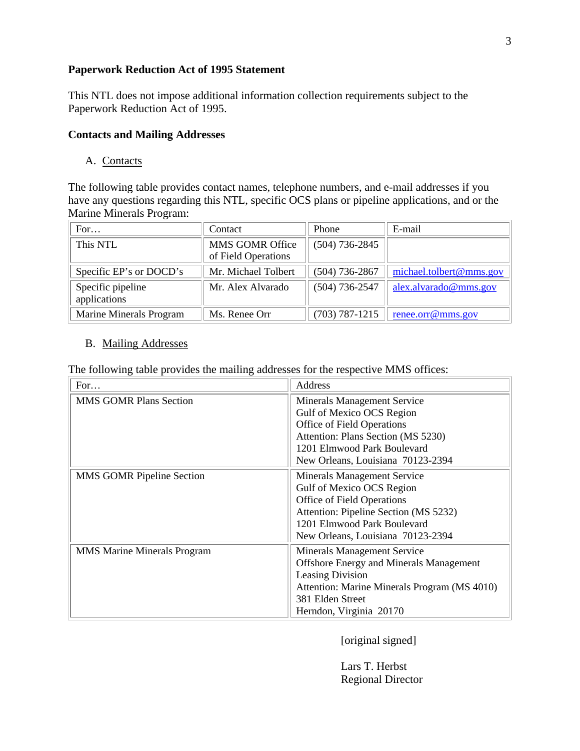**Paperwork Reduction Act of 1995 Statement**

This NTL does not impose additional information collection requirements subject to the Paperwork Reduction Act of 1995.

**Contacts and Mailing Addresses**

A. Contacts

The following table provides contact names, telephone numbers, and e-mail addresses if you have any questions regarding this NTL, specific OCS plans or pipeline applications, and or the Marine Minerals Program:

| For… | Contact | Phone | E-mail |
|---|---|---|---|
| This NTL | MMS GOMR Office of Field Operations | (504) 736-2845 | |
| Specific EP's or DOCD's | Mr. Michael Tolbert | (504) 736-2867 | michael.tolbert@mms.gov |
| Specific pipeline applications | Mr. Alex Alvarado | (504) 736-2547 | alex.alvarado@mms.gov |
| Marine Minerals Program | Ms. Renee Orr | (703) 787-1215 | renee.orr@mms.gov |

B. Mailing Addresses

The following table provides the mailing addresses for the respective MMS offices:

| For… | Address |
|---|---|
| MMS GOMR Plans Section | Minerals Management Service<br>Gulf of Mexico OCS Region<br>Office of Field Operations<br>Attention: Plans Section (MS 5230)<br>1201 Elmwood Park Boulevard<br>New Orleans, Louisiana 70123-2394 |
| MMS GOMR Pipeline Section | Minerals Management Service<br>Gulf of Mexico OCS Region<br>Office of Field Operations<br>Attention: Pipeline Section (MS 5232)<br>1201 Elmwood Park Boulevard<br>New Orleans, Louisiana 70123-2394 |
| MMS Marine Minerals Program | Minerals Management Service<br>Offshore Energy and Minerals Management<br>Leasing Division<br>Attention: Marine Minerals Program (MS 4010)<br>381 Elden Street<br>Herndon, Virginia 20170 |

[original signed]

Lars T. Herbst
Regional Director